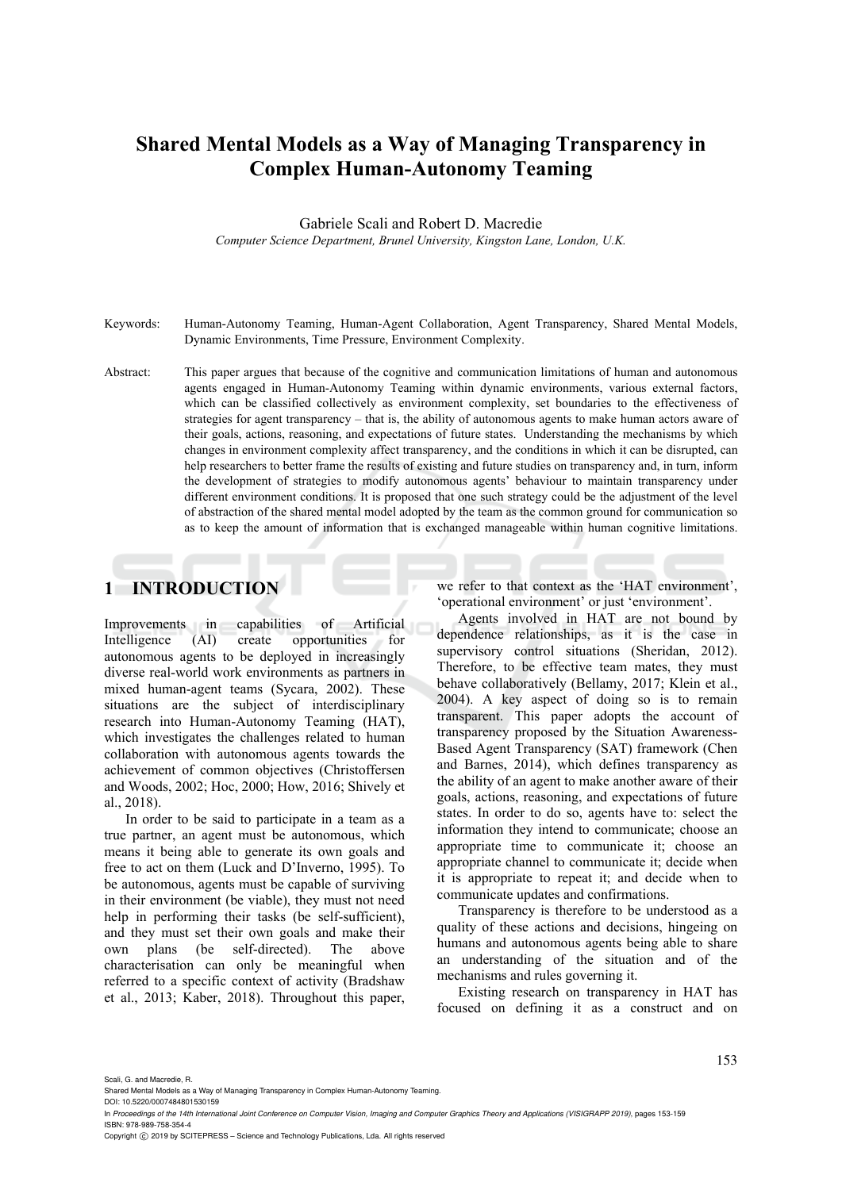# Shared Mental Models as a Way of Managing Transparency in Complex Human-Autonomy Teaming

Gabriele Scali and Robert D. Macredie

*Computer Science Department, Brunel University, Kingston Lane, London, U.K.*

Keywords: Human-Autonomy Teaming, Human-Agent Collaboration, Agent Transparency, Shared Mental Models, Dynamic Environments, Time Pressure, Environment Complexity.

Abstract: This paper argues that because of the cognitive and communication limitations of human and autonomous agents engaged in Human-Autonomy Teaming within dynamic environments, various external factors, which can be classified collectively as environment complexity, set boundaries to the effectiveness of strategies for agent transparency – that is, the ability of autonomous agents to make human actors aware of their goals, actions, reasoning, and expectations of future states. Understanding the mechanisms by which changes in environment complexity affect transparency, and the conditions in which it can be disrupted, can help researchers to better frame the results of existing and future studies on transparency and, in turn, inform the development of strategies to modify autonomous agents' behaviour to maintain transparency under different environment conditions. It is proposed that one such strategy could be the adjustment of the level of abstraction of the shared mental model adopted by the team as the common ground for communication so as to keep the amount of information that is exchanged manageable within human cognitive limitations.

## 1 INTRODUCTION

Improvements in capabilities of Artificial Intelligence (AI) create opportunities for autonomous agents to be deployed in increasingly diverse real-world work environments as partners in mixed human-agent teams (Sycara, 2002). These situations are the subject of interdisciplinary research into Human-Autonomy Teaming (HAT), which investigates the challenges related to human collaboration with autonomous agents towards the achievement of common objectives (Christoffersen and Woods, 2002; Hoc, 2000; How, 2016; Shively et al., 2018).

In order to be said to participate in a team as a true partner, an agent must be autonomous, which means it being able to generate its own goals and free to act on them (Luck and D'Inverno, 1995). To be autonomous, agents must be capable of surviving in their environment (be viable), they must not need help in performing their tasks (be self-sufficient), and they must set their own goals and make their own plans (be self-directed). The above characterisation can only be meaningful when referred to a specific context of activity (Bradshaw et al., 2013; Kaber, 2018). Throughout this paper, we refer to that context as the 'HAT environment', 'operational environment' or just 'environment'.

Agents involved in HAT are not bound by dependence relationships, as it is the case in supervisory control situations (Sheridan, 2012). Therefore, to be effective team mates, they must behave collaboratively (Bellamy, 2017; Klein et al., 2004). A key aspect of doing so is to remain transparent. This paper adopts the account of transparency proposed by the Situation Awareness-Based Agent Transparency (SAT) framework (Chen and Barnes, 2014), which defines transparency as the ability of an agent to make another aware of their goals, actions, reasoning, and expectations of future states. In order to do so, agents have to: select the information they intend to communicate; choose an appropriate time to communicate it; choose an appropriate channel to communicate it; decide when it is appropriate to repeat it; and decide when to communicate updates and confirmations.

Transparency is therefore to be understood as a quality of these actions and decisions, hingeing on humans and autonomous agents being able to share an understanding of the situation and of the mechanisms and rules governing it.

Existing research on transparency in HAT has focused on defining it as a construct and on

Scali, G. and Macredie, R.
Shared Mental Models as a Way of Managing Transparency in Complex Human-Autonomy Teaming.
DOI: 10.5220/0007484801530159
In *Proceedings of the 14th International Joint Conference on Computer Vision, Imaging and Computer Graphics Theory and Applications (VISIGRAPP 2019)*, pages 153-159
ISBN: 978-989-758-354-4
Copyright © 2019 by SCITEPRESS – Science and Technology Publications, Lda. All rights reserved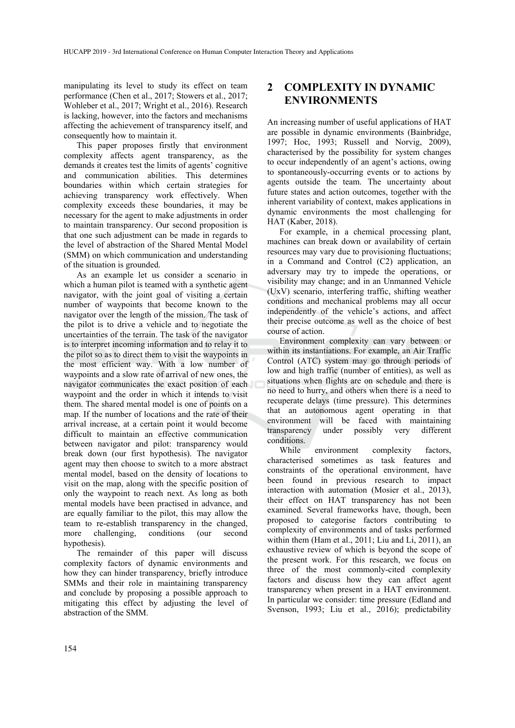manipulating its level to study its effect on team performance (Chen et al., 2017; Stowers et al., 2017; Wohleber et al., 2017; Wright et al., 2016). Research is lacking, however, into the factors and mechanisms affecting the achievement of transparency itself, and consequently how to maintain it.

This paper proposes firstly that environment complexity affects agent transparency, as the demands it creates test the limits of agents' cognitive and communication abilities. This determines boundaries within which certain strategies for achieving transparency work effectively. When complexity exceeds these boundaries, it may be necessary for the agent to make adjustments in order to maintain transparency. Our second proposition is that one such adjustment can be made in regards to the level of abstraction of the Shared Mental Model (SMM) on which communication and understanding of the situation is grounded.

As an example let us consider a scenario in which a human pilot is teamed with a synthetic agent navigator, with the joint goal of visiting a certain number of waypoints that become known to the navigator over the length of the mission. The task of the pilot is to drive a vehicle and to negotiate the uncertainties of the terrain. The task of the navigator is to interpret incoming information and to relay it to the pilot so as to direct them to visit the waypoints in the most efficient way. With a low number of waypoints and a slow rate of arrival of new ones, the navigator communicates the exact position of each waypoint and the order in which it intends to visit them. The shared mental model is one of points on a map. If the number of locations and the rate of their arrival increase, at a certain point it would become difficult to maintain an effective communication between navigator and pilot: transparency would break down (our first hypothesis). The navigator agent may then choose to switch to a more abstract mental model, based on the density of locations to visit on the map, along with the specific position of only the waypoint to reach next. As long as both mental models have been practised in advance, and are equally familiar to the pilot, this may allow the team to re-establish transparency in the changed, more challenging, conditions (our second hypothesis).

The remainder of this paper will discuss complexity factors of dynamic environments and how they can hinder transparency, briefly introduce SMMs and their role in maintaining transparency and conclude by proposing a possible approach to mitigating this effect by adjusting the level of abstraction of the SMM.

## 2 COMPLEXITY IN DYNAMIC ENVIRONMENTS

An increasing number of useful applications of HAT are possible in dynamic environments (Bainbridge, 1997; Hoc, 1993; Russell and Norvig, 2009), characterised by the possibility for system changes to occur independently of an agent's actions, owing to spontaneously-occurring events or to actions by agents outside the team. The uncertainty about future states and action outcomes, together with the inherent variability of context, makes applications in dynamic environments the most challenging for HAT (Kaber, 2018).

For example, in a chemical processing plant, machines can break down or availability of certain resources may vary due to provisioning fluctuations; in a Command and Control (C2) application, an adversary may try to impede the operations, or visibility may change; and in an Unmanned Vehicle (UxV) scenario, interfering traffic, shifting weather conditions and mechanical problems may all occur independently of the vehicle's actions, and affect their precise outcome as well as the choice of best course of action.

Environment complexity can vary between or within its instantiations. For example, an Air Traffic Control (ATC) system may go through periods of low and high traffic (number of entities), as well as situations when flights are on schedule and there is no need to hurry, and others when there is a need to recuperate delays (time pressure). This determines that an autonomous agent operating in that environment will be faced with maintaining transparency under possibly very different conditions.

While environment complexity factors, characterised sometimes as task features and constraints of the operational environment, have been found in previous research to impact interaction with automation (Mosier et al., 2013), their effect on HAT transparency has not been examined. Several frameworks have, though, been proposed to categorise factors contributing to complexity of environments and of tasks performed within them (Ham et al., 2011; Liu and Li, 2011), an exhaustive review of which is beyond the scope of the present work. For this research, we focus on three of the most commonly-cited complexity factors and discuss how they can affect agent transparency when present in a HAT environment. In particular we consider: time pressure (Edland and Svenson, 1993; Liu et al., 2016); predictability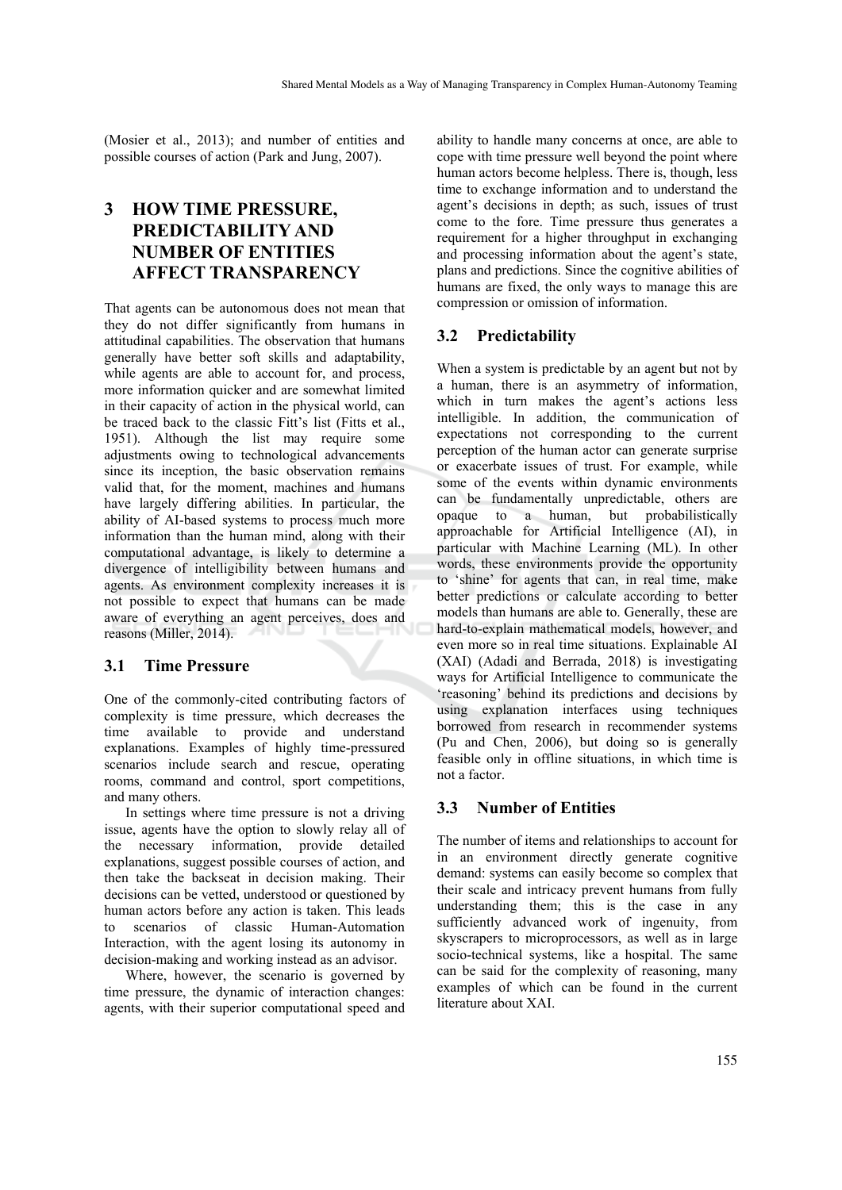(Mosier et al., 2013); and number of entities and possible courses of action (Park and Jung, 2007).

# 3 HOW TIME PRESSURE, PREDICTABILITY AND NUMBER OF ENTITIES AFFECT TRANSPARENCY

That agents can be autonomous does not mean that they do not differ significantly from humans in attitudinal capabilities. The observation that humans generally have better soft skills and adaptability, while agents are able to account for, and process, more information quicker and are somewhat limited in their capacity of action in the physical world, can be traced back to the classic Fitt's list (Fitts et al., 1951). Although the list may require some adjustments owing to technological advancements since its inception, the basic observation remains valid that, for the moment, machines and humans have largely differing abilities. In particular, the ability of AI-based systems to process much more information than the human mind, along with their computational advantage, is likely to determine a divergence of intelligibility between humans and agents. As environment complexity increases it is not possible to expect that humans can be made aware of everything an agent perceives, does and reasons (Miller, 2014).

## 3.1 Time Pressure

One of the commonly-cited contributing factors of complexity is time pressure, which decreases the time available to provide and understand explanations. Examples of highly time-pressured scenarios include search and rescue, operating rooms, command and control, sport competitions, and many others.

In settings where time pressure is not a driving issue, agents have the option to slowly relay all of the necessary information, provide detailed explanations, suggest possible courses of action, and then take the backseat in decision making. Their decisions can be vetted, understood or questioned by human actors before any action is taken. This leads to scenarios of classic Human-Automation Interaction, with the agent losing its autonomy in decision-making and working instead as an advisor.

Where, however, the scenario is governed by time pressure, the dynamic of interaction changes: agents, with their superior computational speed and ability to handle many concerns at once, are able to cope with time pressure well beyond the point where human actors become helpless. There is, though, less time to exchange information and to understand the agent's decisions in depth; as such, issues of trust come to the fore. Time pressure thus generates a requirement for a higher throughput in exchanging and processing information about the agent's state, plans and predictions. Since the cognitive abilities of humans are fixed, the only ways to manage this are compression or omission of information.

## 3.2 Predictability

When a system is predictable by an agent but not by a human, there is an asymmetry of information, which in turn makes the agent's actions less intelligible. In addition, the communication of expectations not corresponding to the current perception of the human actor can generate surprise or exacerbate issues of trust. For example, while some of the events within dynamic environments can be fundamentally unpredictable, others are opaque to a human, but probabilistically approachable for Artificial Intelligence (AI), in particular with Machine Learning (ML). In other words, these environments provide the opportunity to 'shine' for agents that can, in real time, make better predictions or calculate according to better models than humans are able to. Generally, these are hard-to-explain mathematical models, however, and even more so in real time situations. Explainable AI (XAI) (Adadi and Berrada, 2018) is investigating ways for Artificial Intelligence to communicate the 'reasoning' behind its predictions and decisions by using explanation interfaces using techniques borrowed from research in recommender systems (Pu and Chen, 2006), but doing so is generally feasible only in offline situations, in which time is not a factor.

## 3.3 Number of Entities

The number of items and relationships to account for in an environment directly generate cognitive demand: systems can easily become so complex that their scale and intricacy prevent humans from fully understanding them; this is the case in any sufficiently advanced work of ingenuity, from skyscrapers to microprocessors, as well as in large socio-technical systems, like a hospital. The same can be said for the complexity of reasoning, many examples of which can be found in the current literature about XAI.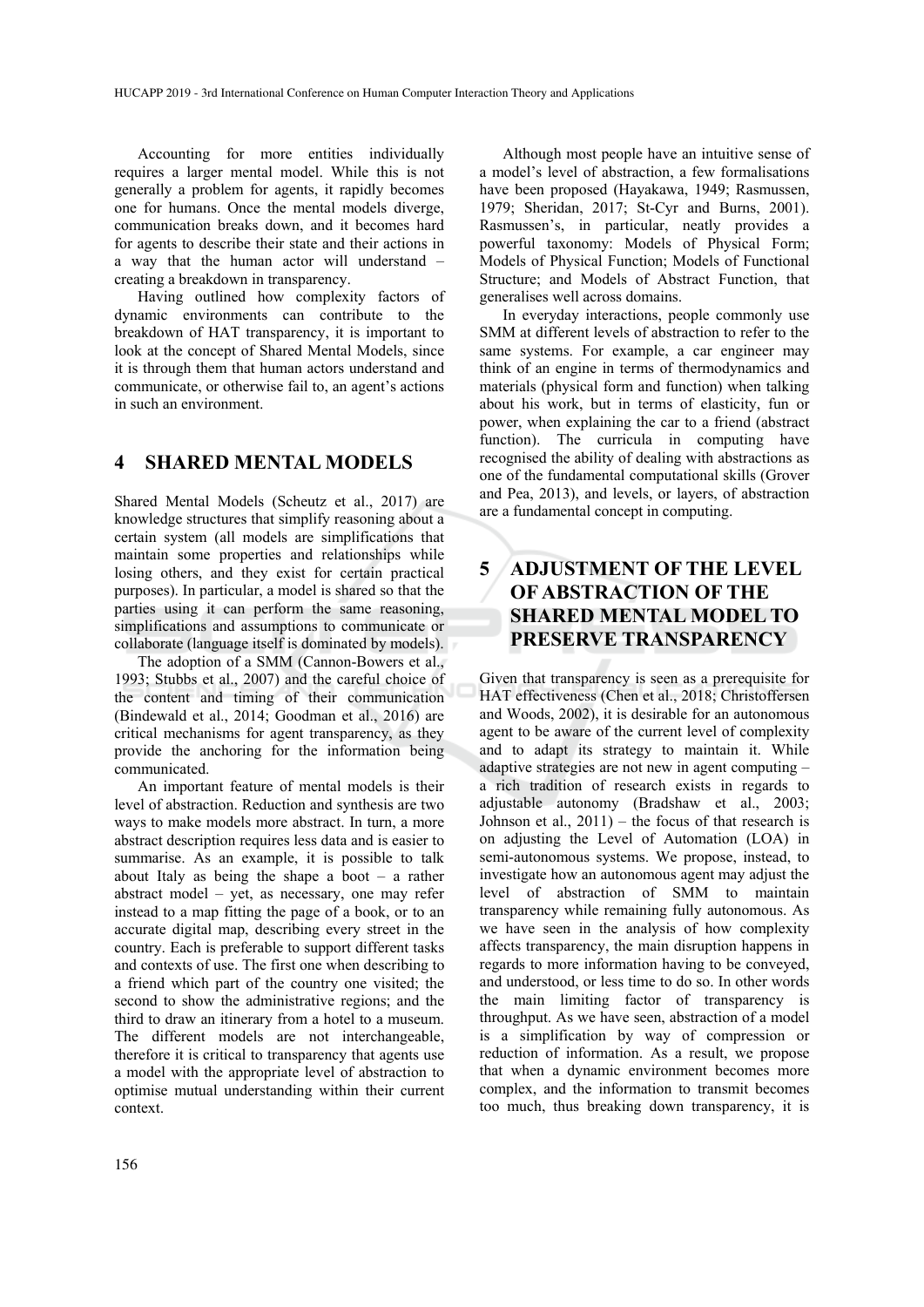Accounting for more entities individually requires a larger mental model. While this is not generally a problem for agents, it rapidly becomes one for humans. Once the mental models diverge, communication breaks down, and it becomes hard for agents to describe their state and their actions in a way that the human actor will understand – creating a breakdown in transparency.

Having outlined how complexity factors of dynamic environments can contribute to the breakdown of HAT transparency, it is important to look at the concept of Shared Mental Models, since it is through them that human actors understand and communicate, or otherwise fail to, an agent's actions in such an environment.

## 4 SHARED MENTAL MODELS

Shared Mental Models (Scheutz et al., 2017) are knowledge structures that simplify reasoning about a certain system (all models are simplifications that maintain some properties and relationships while losing others, and they exist for certain practical purposes). In particular, a model is shared so that the parties using it can perform the same reasoning, simplifications and assumptions to communicate or collaborate (language itself is dominated by models).

The adoption of a SMM (Cannon-Bowers et al., 1993; Stubbs et al., 2007) and the careful choice of the content and timing of their communication (Bindewald et al., 2014; Goodman et al., 2016) are critical mechanisms for agent transparency, as they provide the anchoring for the information being communicated.

An important feature of mental models is their level of abstraction. Reduction and synthesis are two ways to make models more abstract. In turn, a more abstract description requires less data and is easier to summarise. As an example, it is possible to talk about Italy as being the shape a boot – a rather abstract model – yet, as necessary, one may refer instead to a map fitting the page of a book, or to an accurate digital map, describing every street in the country. Each is preferable to support different tasks and contexts of use. The first one when describing to a friend which part of the country one visited; the second to show the administrative regions; and the third to draw an itinerary from a hotel to a museum. The different models are not interchangeable, therefore it is critical to transparency that agents use a model with the appropriate level of abstraction to optimise mutual understanding within their current context.

Although most people have an intuitive sense of a model's level of abstraction, a few formalisations have been proposed (Hayakawa, 1949; Rasmussen, 1979; Sheridan, 2017; St-Cyr and Burns, 2001). Rasmussen's, in particular, neatly provides a powerful taxonomy: Models of Physical Form; Models of Physical Function; Models of Functional Structure; and Models of Abstract Function, that generalises well across domains.

In everyday interactions, people commonly use SMM at different levels of abstraction to refer to the same systems. For example, a car engineer may think of an engine in terms of thermodynamics and materials (physical form and function) when talking about his work, but in terms of elasticity, fun or power, when explaining the car to a friend (abstract function). The curricula in computing have recognised the ability of dealing with abstractions as one of the fundamental computational skills (Grover and Pea, 2013), and levels, or layers, of abstraction are a fundamental concept in computing.

## 5 ADJUSTMENT OF THE LEVEL OF ABSTRACTION OF THE SHARED MENTAL MODEL TO PRESERVE TRANSPARENCY

Given that transparency is seen as a prerequisite for HAT effectiveness (Chen et al., 2018; Christoffersen and Woods, 2002), it is desirable for an autonomous agent to be aware of the current level of complexity and to adapt its strategy to maintain it. While adaptive strategies are not new in agent computing – a rich tradition of research exists in regards to adjustable autonomy (Bradshaw et al., 2003; Johnson et al., 2011) – the focus of that research is on adjusting the Level of Automation (LOA) in semi-autonomous systems. We propose, instead, to investigate how an autonomous agent may adjust the level of abstraction of SMM to maintain transparency while remaining fully autonomous. As we have seen in the analysis of how complexity affects transparency, the main disruption happens in regards to more information having to be conveyed, and understood, or less time to do so. In other words the main limiting factor of transparency is throughput. As we have seen, abstraction of a model is a simplification by way of compression or reduction of information. As a result, we propose that when a dynamic environment becomes more complex, and the information to transmit becomes too much, thus breaking down transparency, it is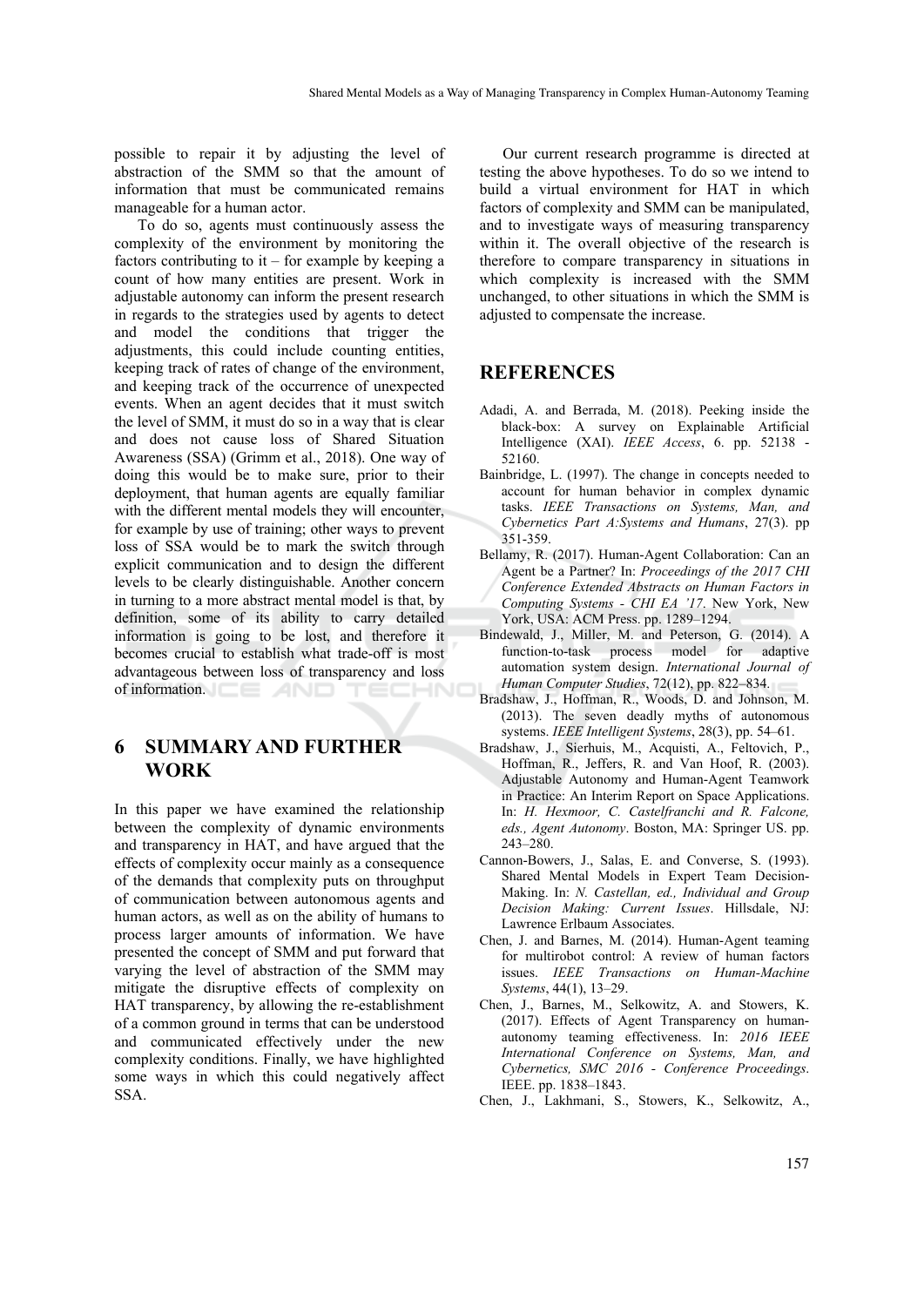possible to repair it by adjusting the level of abstraction of the SMM so that the amount of information that must be communicated remains manageable for a human actor.

To do so, agents must continuously assess the complexity of the environment by monitoring the factors contributing to it – for example by keeping a count of how many entities are present. Work in adjustable autonomy can inform the present research in regards to the strategies used by agents to detect and model the conditions that trigger the adjustments, this could include counting entities, keeping track of rates of change of the environment, and keeping track of the occurrence of unexpected events. When an agent decides that it must switch the level of SMM, it must do so in a way that is clear and does not cause loss of Shared Situation Awareness (SSA) (Grimm et al., 2018). One way of doing this would be to make sure, prior to their deployment, that human agents are equally familiar with the different mental models they will encounter, for example by use of training; other ways to prevent loss of SSA would be to mark the switch through explicit communication and to design the different levels to be clearly distinguishable. Another concern in turning to a more abstract mental model is that, by definition, some of its ability to carry detailed information is going to be lost, and therefore it becomes crucial to establish what trade-off is most advantageous between loss of transparency and loss of information.

## 6 SUMMARY AND FURTHER WORK

In this paper we have examined the relationship between the complexity of dynamic environments and transparency in HAT, and have argued that the effects of complexity occur mainly as a consequence of the demands that complexity puts on throughput of communication between autonomous agents and human actors, as well as on the ability of humans to process larger amounts of information. We have presented the concept of SMM and put forward that varying the level of abstraction of the SMM may mitigate the disruptive effects of complexity on HAT transparency, by allowing the re-establishment of a common ground in terms that can be understood and communicated effectively under the new complexity conditions. Finally, we have highlighted some ways in which this could negatively affect SSA.

Our current research programme is directed at testing the above hypotheses. To do so we intend to build a virtual environment for HAT in which factors of complexity and SMM can be manipulated, and to investigate ways of measuring transparency within it. The overall objective of the research is therefore to compare transparency in situations in which complexity is increased with the SMM unchanged, to other situations in which the SMM is adjusted to compensate the increase.

## REFERENCES

Adadi, A. and Berrada, M. (2018). Peeking inside the black-box: A survey on Explainable Artificial Intelligence (XAI). *IEEE Access*, 6. pp. 52138 - 52160.

Bainbridge, L. (1997). The change in concepts needed to account for human behavior in complex dynamic tasks. *IEEE Transactions on Systems, Man, and Cybernetics Part A:Systems and Humans*, 27(3). pp 351-359.

Bellamy, R. (2017). Human-Agent Collaboration: Can an Agent be a Partner? In: *Proceedings of the 2017 CHI Conference Extended Abstracts on Human Factors in Computing Systems - CHI EA '17*. New York, New York, USA: ACM Press. pp. 1289–1294.

Bindewald, J., Miller, M. and Peterson, G. (2014). A function-to-task process model for adaptive automation system design. *International Journal of Human Computer Studies*, 72(12), pp. 822–834.

Bradshaw, J., Hoffman, R., Woods, D. and Johnson, M. (2013). The seven deadly myths of autonomous systems. *IEEE Intelligent Systems*, 28(3), pp. 54–61.

Bradshaw, J., Sierhuis, M., Acquisti, A., Feltovich, P., Hoffman, R., Jeffers, R. and Van Hoof, R. (2003). Adjustable Autonomy and Human-Agent Teamwork in Practice: An Interim Report on Space Applications. In: *H. Hexmoor, C. Castelfranchi and R. Falcone, eds., Agent Autonomy*. Boston, MA: Springer US. pp. 243–280.

Cannon-Bowers, J., Salas, E. and Converse, S. (1993). Shared Mental Models in Expert Team Decision-Making. In: *N. Castellan, ed., Individual and Group Decision Making: Current Issues*. Hillsdale, NJ: Lawrence Erlbaum Associates.

Chen, J. and Barnes, M. (2014). Human-Agent teaming for multirobot control: A review of human factors issues. *IEEE Transactions on Human-Machine Systems*, 44(1), 13–29.

Chen, J., Barnes, M., Selkowitz, A. and Stowers, K. (2017). Effects of Agent Transparency on human-autonomy teaming effectiveness. In: *2016 IEEE International Conference on Systems, Man, and Cybernetics, SMC 2016 - Conference Proceedings*. IEEE. pp. 1838–1843.

Chen, J., Lakhmani, S., Stowers, K., Selkowitz, A.,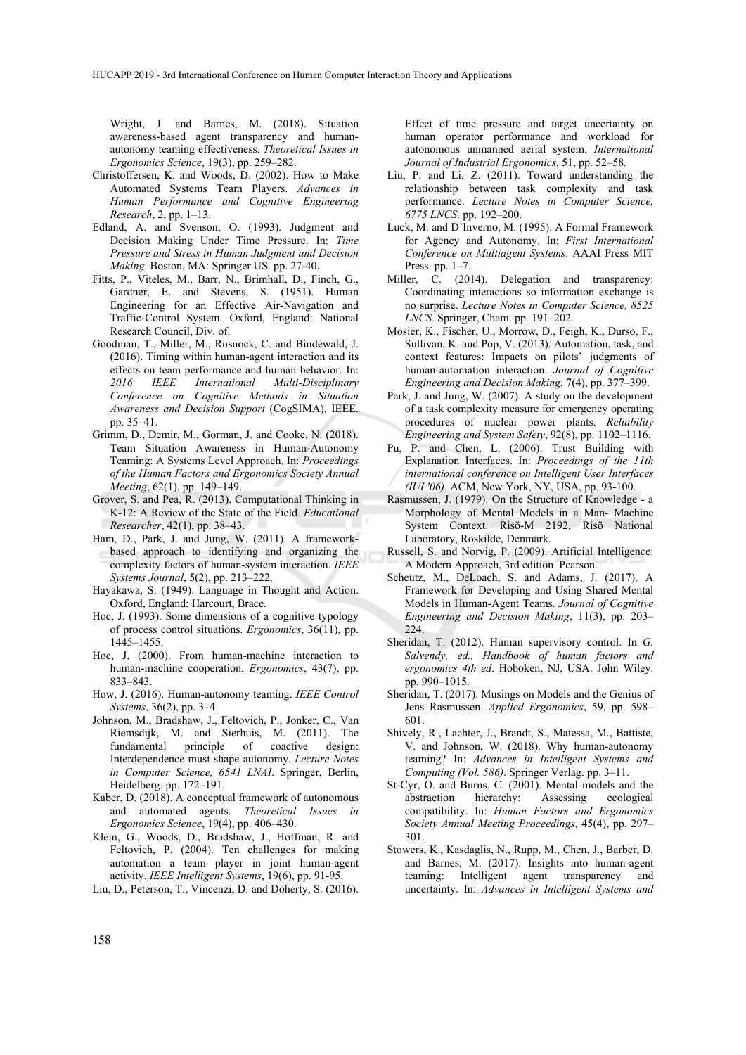Wright, J. and Barnes, M. (2018). Situation awareness-based agent transparency and human-autonomy teaming effectiveness. *Theoretical Issues in Ergonomics Science*, 19(3), pp. 259–282.

Christoffersen, K. and Woods, D. (2002). How to Make Automated Systems Team Players. *Advances in Human Performance and Cognitive Engineering Research*, 2, pp. 1–13.

Edland, A. and Svenson, O. (1993). Judgment and Decision Making Under Time Pressure. In: *Time Pressure and Stress in Human Judgment and Decision Making*. Boston, MA: Springer US. pp. 27-40.

Fitts, P., Viteles, M., Barr, N., Brimhall, D., Finch, G., Gardner, E. and Stevens, S. (1951). Human Engineering for an Effective Air-Navigation and Traffic-Control System. Oxford, England: National Research Council, Div. of.

Goodman, T., Miller, M., Rusnock, C. and Bindewald, J. (2016). Timing within human-agent interaction and its effects on team performance and human behavior. In: *2016 IEEE International Multi-Disciplinary Conference on Cognitive Methods in Situation Awareness and Decision Support* (CogSIMA). IEEE. pp. 35–41.

Grimm, D., Demir, M., Gorman, J. and Cooke, N. (2018). Team Situation Awareness in Human-Autonomy Teaming: A Systems Level Approach. In: *Proceedings of the Human Factors and Ergonomics Society Annual Meeting*, 62(1), pp. 149–149.

Grover, S. and Pea, R. (2013). Computational Thinking in K-12: A Review of the State of the Field. *Educational Researcher*, 42(1), pp. 38–43.

Ham, D., Park, J. and Jung, W. (2011). A framework-based approach to identifying and organizing the complexity factors of human-system interaction. *IEEE Systems Journal*, 5(2), pp. 213–222.

Hayakawa, S. (1949). Language in Thought and Action. Oxford, England: Harcourt, Brace.

Hoc, J. (1993). Some dimensions of a cognitive typology of process control situations. *Ergonomics*, 36(11), pp. 1445–1455.

Hoc, J. (2000). From human-machine interaction to human-machine cooperation. *Ergonomics*, 43(7), pp. 833–843.

How, J. (2016). Human-autonomy teaming. *IEEE Control Systems*, 36(2), pp. 3–4.

Johnson, M., Bradshaw, J., Feltovich, P., Jonker, C., Van Riemsdijk, M. and Sierhuis, M. (2011). The fundamental principle of coactive design: Interdependence must shape autonomy. *Lecture Notes in Computer Science, 6541 LNAI*. Springer, Berlin, Heidelberg. pp. 172–191.

Kaber, D. (2018). A conceptual framework of autonomous and automated agents. *Theoretical Issues in Ergonomics Science*, 19(4), pp. 406–430.

Klein, G., Woods, D., Bradshaw, J., Hoffman, R. and Feltovich, P. (2004). Ten challenges for making automation a team player in joint human-agent activity. *IEEE Intelligent Systems*, 19(6), pp. 91-95.

Liu, D., Peterson, T., Vincenzi, D. and Doherty, S. (2016). Effect of time pressure and target uncertainty on human operator performance and workload for autonomous unmanned aerial system. *International Journal of Industrial Ergonomics*, 51, pp. 52–58.

Liu, P. and Li, Z. (2011). Toward understanding the relationship between task complexity and task performance. *Lecture Notes in Computer Science, 6775 LNCS*. pp. 192–200.

Luck, M. and D'Inverno, M. (1995). A Formal Framework for Agency and Autonomy. In: *First International Conference on Multiagent Systems*. AAAI Press MIT Press. pp. 1–7.

Miller, C. (2014). Delegation and transparency: Coordinating interactions so information exchange is no surprise. *Lecture Notes in Computer Science, 8525 LNCS*. Springer, Cham. pp. 191–202.

Mosier, K., Fischer, U., Morrow, D., Feigh, K., Durso, F., Sullivan, K. and Pop, V. (2013). Automation, task, and context features: Impacts on pilots' judgments of human-automation interaction. *Journal of Cognitive Engineering and Decision Making*, 7(4), pp. 377–399.

Park, J. and Jung, W. (2007). A study on the development of a task complexity measure for emergency operating procedures of nuclear power plants. *Reliability Engineering and System Safety*, 92(8), pp. 1102–1116.

Pu, P. and Chen, L. (2006). Trust Building with Explanation Interfaces. In: *Proceedings of the 11th international conference on Intelligent User Interfaces (IUI '06)*. ACM, New York, NY, USA, pp. 93-100.

Rasmussen, J. (1979). On the Structure of Knowledge - a Morphology of Mental Models in a Man- Machine System Context. Risö-M 2192, Risö National Laboratory, Roskilde, Denmark.

Russell, S. and Norvig, P. (2009). Artificial Intelligence: A Modern Approach, 3rd edition. Pearson.

Scheutz, M., DeLoach, S. and Adams, J. (2017). A Framework for Developing and Using Shared Mental Models in Human-Agent Teams. *Journal of Cognitive Engineering and Decision Making*, 11(3), pp. 203–224.

Sheridan, T. (2012). Human supervisory control. In *G. Salvendy, ed., Handbook of human factors and ergonomics 4th ed*. Hoboken, NJ, USA. John Wiley. pp. 990–1015.

Sheridan, T. (2017). Musings on Models and the Genius of Jens Rasmussen. *Applied Ergonomics*, 59, pp. 598–601.

Shively, R., Lachter, J., Brandt, S., Matessa, M., Battiste, V. and Johnson, W. (2018). Why human-autonomy teaming? In: *Advances in Intelligent Systems and Computing (Vol. 586)*. Springer Verlag. pp. 3–11.

St-Cyr, O. and Burns, C. (2001). Mental models and the abstraction hierarchy: Assessing ecological compatibility. In: *Human Factors and Ergonomics Society Annual Meeting Proceedings*, 45(4), pp. 297–301.

Stowers, K., Kasdaglis, N., Rupp, M., Chen, J., Barber, D. and Barnes, M. (2017). Insights into human-agent teaming: Intelligent agent transparency and uncertainty. In: *Advances in Intelligent Systems and*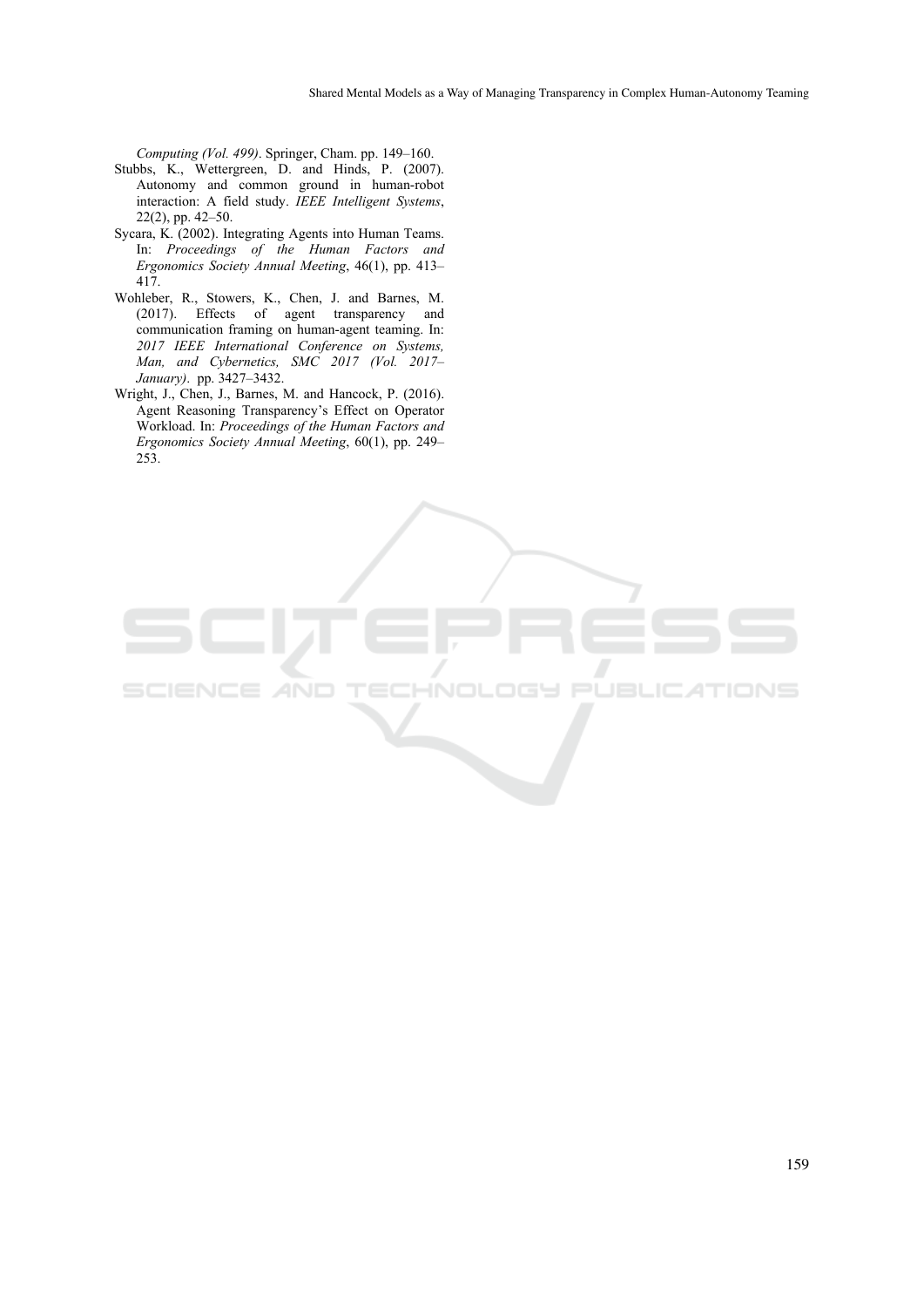*Computing (Vol. 499)*. Springer, Cham. pp. 149–160.

Stubbs, K., Wettergreen, D. and Hinds, P. (2007). Autonomy and common ground in human-robot interaction: A field study. *IEEE Intelligent Systems*, 22(2), pp. 42–50.

Sycara, K. (2002). Integrating Agents into Human Teams. In: *Proceedings of the Human Factors and Ergonomics Society Annual Meeting*, 46(1), pp. 413–417.

Wohleber, R., Stowers, K., Chen, J. and Barnes, M. (2017). Effects of agent transparency and communication framing on human-agent teaming. In: *2017 IEEE International Conference on Systems, Man, and Cybernetics, SMC 2017 (Vol. 2017–January)*. pp. 3427–3432.

Wright, J., Chen, J., Barnes, M. and Hancock, P. (2016). Agent Reasoning Transparency's Effect on Operator Workload. In: *Proceedings of the Human Factors and Ergonomics Society Annual Meeting*, 60(1), pp. 249–253.